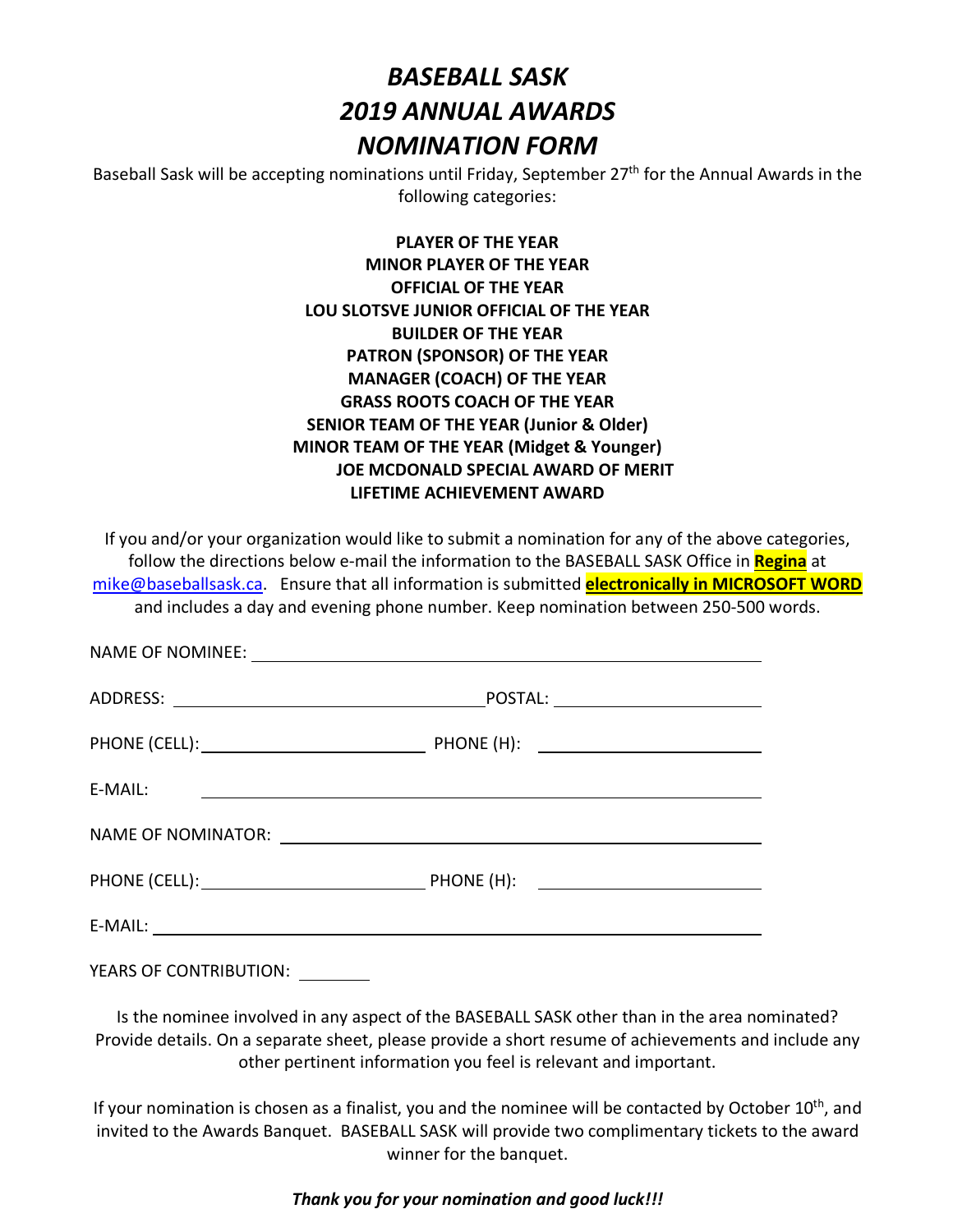# *BASEBALL SASK*
# *2019 ANNUAL AWARDS*
# *NOMINATION FORM*

Baseball Sask will be accepting nominations until Friday, September 27th for the Annual Awards in the following categories:

**PLAYER OF THE YEAR**
**MINOR PLAYER OF THE YEAR**
**OFFICIAL OF THE YEAR**
**LOU SLOTSVE JUNIOR OFFICIAL OF THE YEAR**
**BUILDER OF THE YEAR**
**PATRON (SPONSOR) OF THE YEAR**
**MANAGER (COACH) OF THE YEAR**
**GRASS ROOTS COACH OF THE YEAR**
**SENIOR TEAM OF THE YEAR (Junior & Older)**
**MINOR TEAM OF THE YEAR (Midget & Younger)**
**JOE MCDONALD SPECIAL AWARD OF MERIT**
**LIFETIME ACHIEVEMENT AWARD**

If you and/or your organization would like to submit a nomination for any of the above categories, follow the directions below e-mail the information to the BASEBALL SASK Office in **Regina** at mike@baseballsask.ca. Ensure that all information is submitted **electronically in MICROSOFT WORD** and includes a day and evening phone number. Keep nomination between 250-500 words.

NAME OF NOMINEE: ____________________________________________

ADDRESS: ______________________________ POSTAL: ____________________

PHONE (CELL): ____________________ PHONE (H): ____________________

E-MAIL: ____________________________________________

NAME OF NOMINATOR: ____________________________________________

PHONE (CELL): ____________________ PHONE (H): ____________________

E-MAIL: ____________________________________________

YEARS OF CONTRIBUTION: ________

Is the nominee involved in any aspect of the BASEBALL SASK other than in the area nominated? Provide details. On a separate sheet, please provide a short resume of achievements and include any other pertinent information you feel is relevant and important.

If your nomination is chosen as a finalist, you and the nominee will be contacted by October 10th, and invited to the Awards Banquet. BASEBALL SASK will provide two complimentary tickets to the award winner for the banquet.

***Thank you for your nomination and good luck!!!***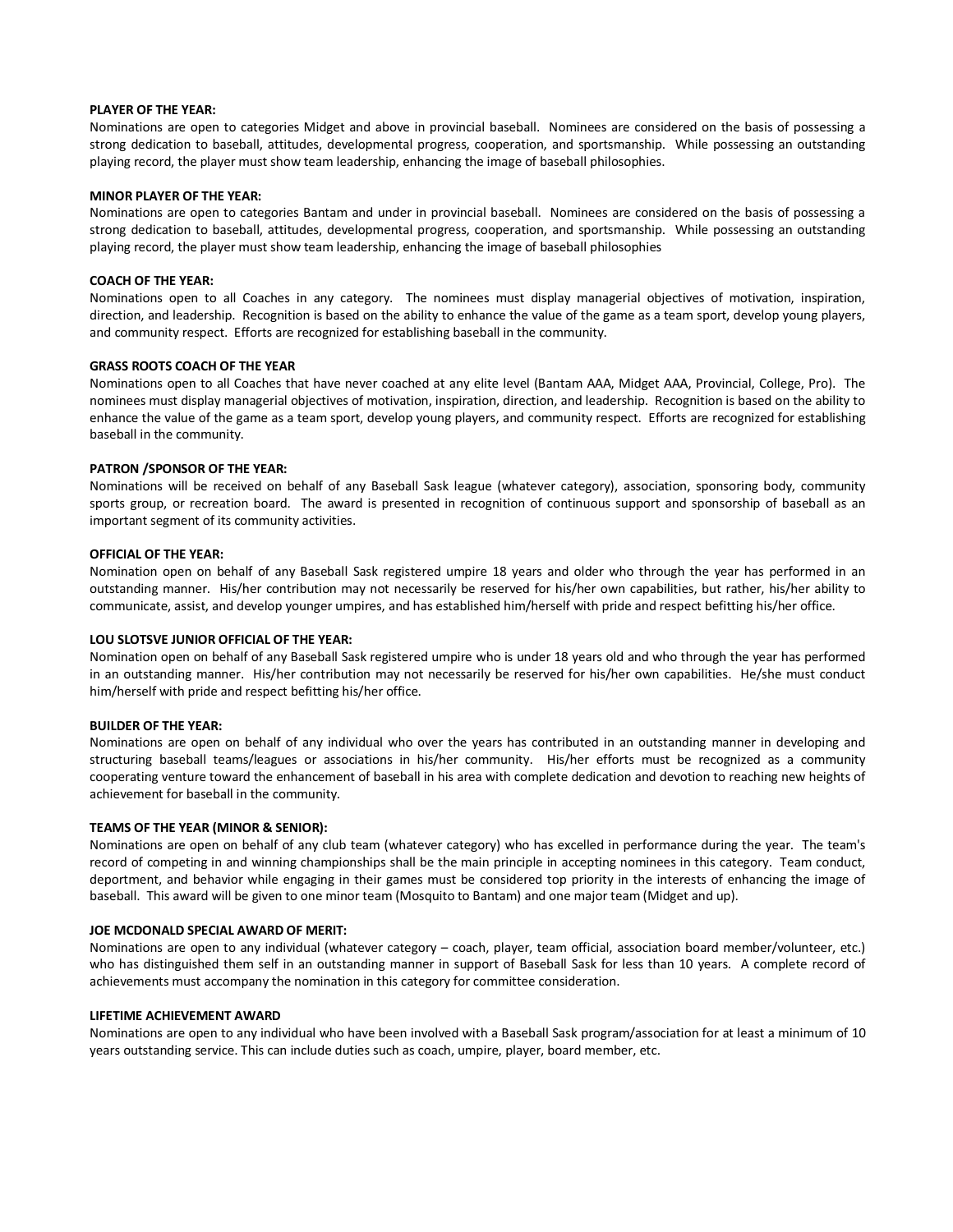**PLAYER OF THE YEAR:**

Nominations are open to categories Midget and above in provincial baseball. Nominees are considered on the basis of possessing a strong dedication to baseball, attitudes, developmental progress, cooperation, and sportsmanship. While possessing an outstanding playing record, the player must show team leadership, enhancing the image of baseball philosophies.

**MINOR PLAYER OF THE YEAR:**

Nominations are open to categories Bantam and under in provincial baseball. Nominees are considered on the basis of possessing a strong dedication to baseball, attitudes, developmental progress, cooperation, and sportsmanship. While possessing an outstanding playing record, the player must show team leadership, enhancing the image of baseball philosophies

**COACH OF THE YEAR:**

Nominations open to all Coaches in any category. The nominees must display managerial objectives of motivation, inspiration, direction, and leadership. Recognition is based on the ability to enhance the value of the game as a team sport, develop young players, and community respect. Efforts are recognized for establishing baseball in the community.

**GRASS ROOTS COACH OF THE YEAR**

Nominations open to all Coaches that have never coached at any elite level (Bantam AAA, Midget AAA, Provincial, College, Pro). The nominees must display managerial objectives of motivation, inspiration, direction, and leadership. Recognition is based on the ability to enhance the value of the game as a team sport, develop young players, and community respect. Efforts are recognized for establishing baseball in the community.

**PATRON /SPONSOR OF THE YEAR:**

Nominations will be received on behalf of any Baseball Sask league (whatever category), association, sponsoring body, community sports group, or recreation board. The award is presented in recognition of continuous support and sponsorship of baseball as an important segment of its community activities.

**OFFICIAL OF THE YEAR:**

Nomination open on behalf of any Baseball Sask registered umpire 18 years and older who through the year has performed in an outstanding manner. His/her contribution may not necessarily be reserved for his/her own capabilities, but rather, his/her ability to communicate, assist, and develop younger umpires, and has established him/herself with pride and respect befitting his/her office.

**LOU SLOTSVE JUNIOR OFFICIAL OF THE YEAR:**

Nomination open on behalf of any Baseball Sask registered umpire who is under 18 years old and who through the year has performed in an outstanding manner. His/her contribution may not necessarily be reserved for his/her own capabilities. He/she must conduct him/herself with pride and respect befitting his/her office.

**BUILDER OF THE YEAR:**

Nominations are open on behalf of any individual who over the years has contributed in an outstanding manner in developing and structuring baseball teams/leagues or associations in his/her community. His/her efforts must be recognized as a community cooperating venture toward the enhancement of baseball in his area with complete dedication and devotion to reaching new heights of achievement for baseball in the community.

**TEAMS OF THE YEAR (MINOR & SENIOR):**

Nominations are open on behalf of any club team (whatever category) who has excelled in performance during the year. The team's record of competing in and winning championships shall be the main principle in accepting nominees in this category. Team conduct, deportment, and behavior while engaging in their games must be considered top priority in the interests of enhancing the image of baseball. This award will be given to one minor team (Mosquito to Bantam) and one major team (Midget and up).

**JOE MCDONALD SPECIAL AWARD OF MERIT:**

Nominations are open to any individual (whatever category – coach, player, team official, association board member/volunteer, etc.) who has distinguished them self in an outstanding manner in support of Baseball Sask for less than 10 years. A complete record of achievements must accompany the nomination in this category for committee consideration.

**LIFETIME ACHIEVEMENT AWARD**

Nominations are open to any individual who have been involved with a Baseball Sask program/association for at least a minimum of 10 years outstanding service. This can include duties such as coach, umpire, player, board member, etc.